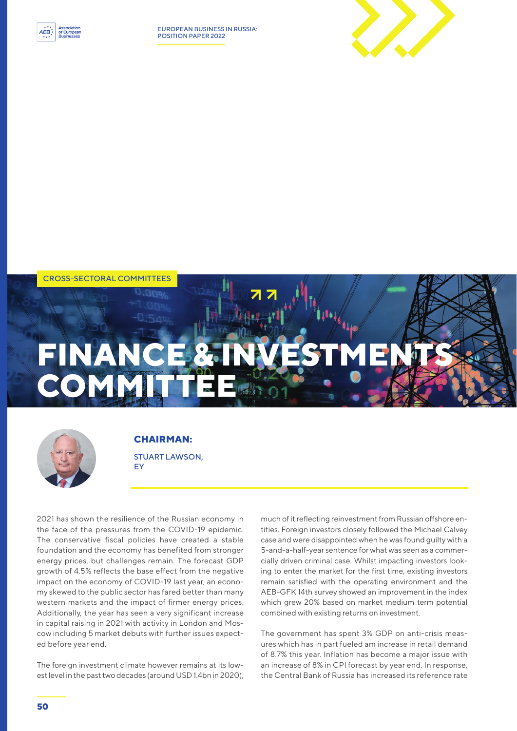CROSS-SECTORAL COMMITTEES

# FINANCE & INVESTMENTS COMMITTEE

**CHAIRMAN:**

STUART LAWSON,
EY

2021 has shown the resilience of the Russian economy in the face of the pressures from the COVID-19 epidemic. The conservative fiscal policies have created a stable foundation and the economy has benefited from stronger energy prices, but challenges remain. The forecast GDP growth of 4.5% reflects the base effect from the negative impact on the economy of COVID-19 last year, an economy skewed to the public sector has fared better than many western markets and the impact of firmer energy prices. Additionally, the year has seen a very significant increase in capital raising in 2021 with activity in London and Moscow including 5 market debuts with further issues expected before year end.

The foreign investment climate however remains at its lowest level in the past two decades (around USD 1.4bn in 2020), much of it reflecting reinvestment from Russian offshore entities. Foreign investors closely followed the Michael Calvey case and were disappointed when he was found guilty with a 5-and-a-half-year sentence for what was seen as a commercially driven criminal case. Whilst impacting investors looking to enter the market for the first time, existing investors remain satisfied with the operating environment and the AEB-GFK 14th survey showed an improvement in the index which grew 20% based on market medium term potential combined with existing returns on investment.

The government has spent 3% GDP on anti-crisis measures which has in part fueled am increase in retail demand of 8.7% this year. Inflation has become a major issue with an increase of 8% in CPI forecast by year end. In response, the Central Bank of Russia has increased its reference rate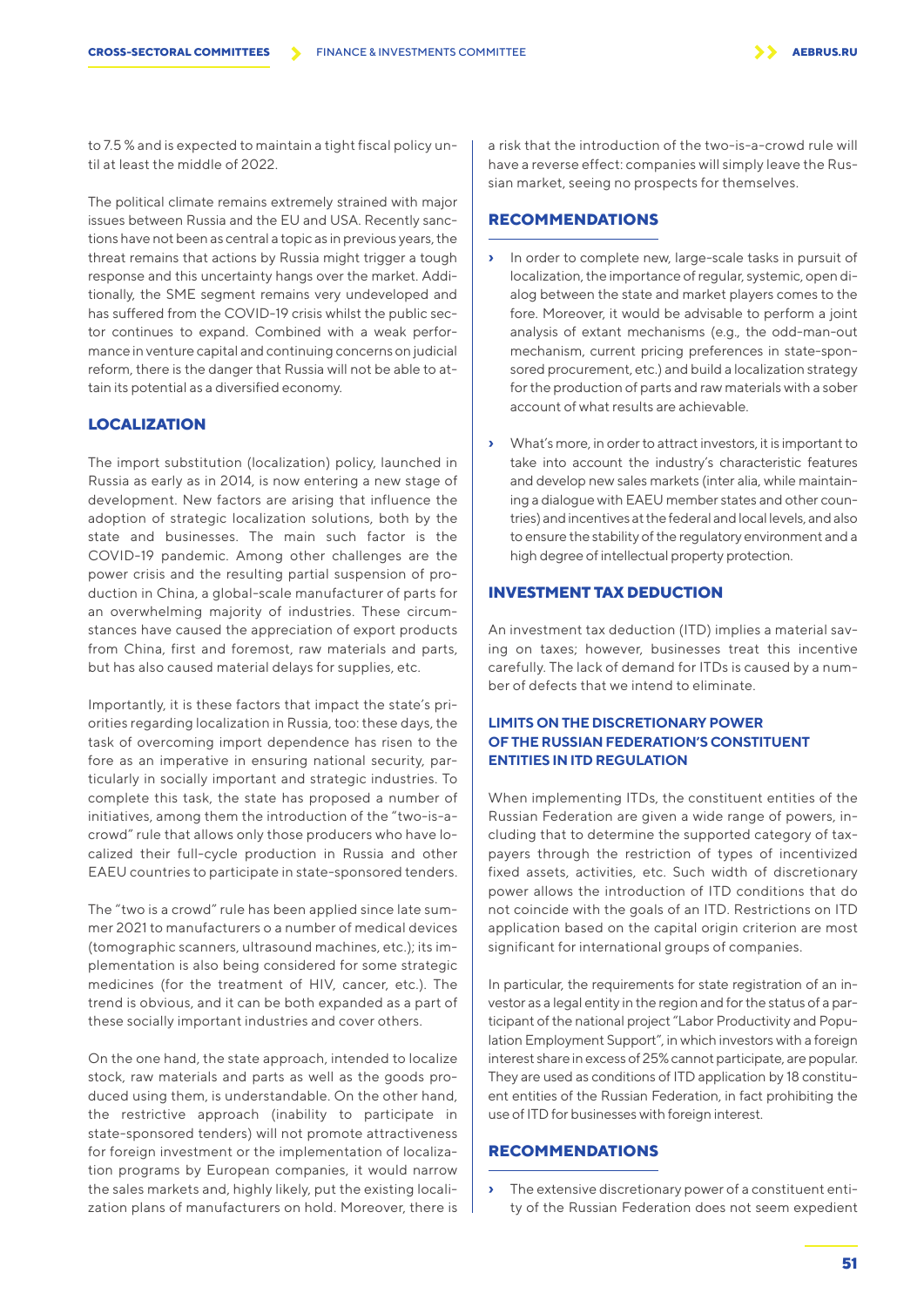to 7.5 % and is expected to maintain a tight fiscal policy until at least the middle of 2022.

The political climate remains extremely strained with major issues between Russia and the EU and USA. Recently sanctions have not been as central a topic as in previous years, the threat remains that actions by Russia might trigger a tough response and this uncertainty hangs over the market. Additionally, the SME segment remains very undeveloped and has suffered from the COVID-19 crisis whilst the public sector continues to expand. Combined with a weak performance in venture capital and continuing concerns on judicial reform, there is the danger that Russia will not be able to attain its potential as a diversified economy.

## LOCALIZATION

The import substitution (localization) policy, launched in Russia as early as in 2014, is now entering a new stage of development. New factors are arising that influence the adoption of strategic localization solutions, both by the state and businesses. The main such factor is the COVID-19 pandemic. Among other challenges are the power crisis and the resulting partial suspension of production in China, a global-scale manufacturer of parts for an overwhelming majority of industries. These circumstances have caused the appreciation of export products from China, first and foremost, raw materials and parts, but has also caused material delays for supplies, etc.

Importantly, it is these factors that impact the state's priorities regarding localization in Russia, too: these days, the task of overcoming import dependence has risen to the fore as an imperative in ensuring national security, particularly in socially important and strategic industries. To complete this task, the state has proposed a number of initiatives, among them the introduction of the "two-is-a-crowd" rule that allows only those producers who have localized their full-cycle production in Russia and other EAEU countries to participate in state-sponsored tenders.

The "two is a crowd" rule has been applied since late summer 2021 to manufacturers o a number of medical devices (tomographic scanners, ultrasound machines, etc.); its implementation is also being considered for some strategic medicines (for the treatment of HIV, cancer, etc.). The trend is obvious, and it can be both expanded as a part of these socially important industries and cover others.

On the one hand, the state approach, intended to localize stock, raw materials and parts as well as the goods produced using them, is understandable. On the other hand, the restrictive approach (inability to participate in state-sponsored tenders) will not promote attractiveness for foreign investment or the implementation of localization programs by European companies, it would narrow the sales markets and, highly likely, put the existing localization plans of manufacturers on hold. Moreover, there is a risk that the introduction of the two-is-a-crowd rule will have a reverse effect: companies will simply leave the Russian market, seeing no prospects for themselves.

## RECOMMENDATIONS

- In order to complete new, large-scale tasks in pursuit of localization, the importance of regular, systemic, open dialog between the state and market players comes to the fore. Moreover, it would be advisable to perform a joint analysis of extant mechanisms (e.g., the odd-man-out mechanism, current pricing preferences in state-sponsored procurement, etc.) and build a localization strategy for the production of parts and raw materials with a sober account of what results are achievable.
- What's more, in order to attract investors, it is important to take into account the industry's characteristic features and develop new sales markets (inter alia, while maintaining a dialogue with EAEU member states and other countries) and incentives at the federal and local levels, and also to ensure the stability of the regulatory environment and a high degree of intellectual property protection.

## INVESTMENT TAX DEDUCTION

An investment tax deduction (ITD) implies a material saving on taxes; however, businesses treat this incentive carefully. The lack of demand for ITDs is caused by a number of defects that we intend to eliminate.

### LIMITS ON THE DISCRETIONARY POWER OF THE RUSSIAN FEDERATION'S CONSTITUENT ENTITIES IN ITD REGULATION

When implementing ITDs, the constituent entities of the Russian Federation are given a wide range of powers, including that to determine the supported category of taxpayers through the restriction of types of incentivized fixed assets, activities, etc. Such width of discretionary power allows the introduction of ITD conditions that do not coincide with the goals of an ITD. Restrictions on ITD application based on the capital origin criterion are most significant for international groups of companies.

In particular, the requirements for state registration of an investor as a legal entity in the region and for the status of a participant of the national project "Labor Productivity and Population Employment Support", in which investors with a foreign interest share in excess of 25% cannot participate, are popular. They are used as conditions of ITD application by 18 constituent entities of the Russian Federation, in fact prohibiting the use of ITD for businesses with foreign interest.

## RECOMMENDATIONS

- The extensive discretionary power of a constituent entity of the Russian Federation does not seem expedient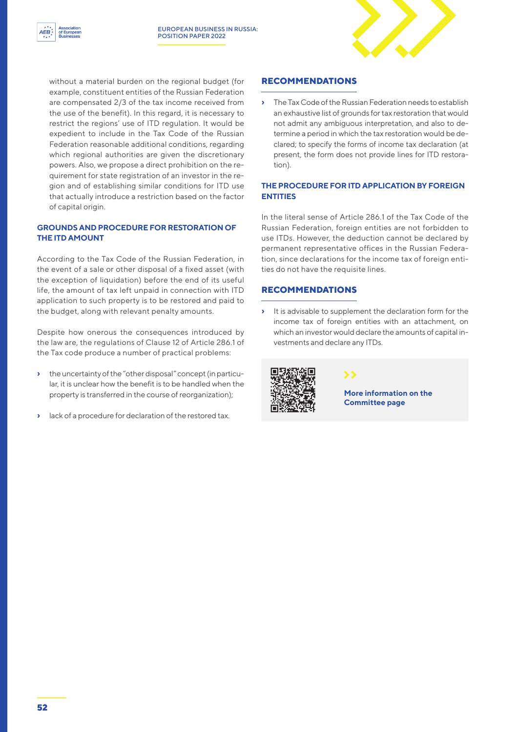without a material burden on the regional budget (for example, constituent entities of the Russian Federation are compensated 2/3 of the tax income received from the use of the benefit). In this regard, it is necessary to restrict the regions' use of ITD regulation. It would be expedient to include in the Tax Code of the Russian Federation reasonable additional conditions, regarding which regional authorities are given the discretionary powers. Also, we propose a direct prohibition on the requirement for state registration of an investor in the region and of establishing similar conditions for ITD use that actually introduce a restriction based on the factor of capital origin.

### GROUNDS AND PROCEDURE FOR RESTORATION OF THE ITD AMOUNT

According to the Tax Code of the Russian Federation, in the event of a sale or other disposal of a fixed asset (with the exception of liquidation) before the end of its useful life, the amount of tax left unpaid in connection with ITD application to such property is to be restored and paid to the budget, along with relevant penalty amounts.

Despite how onerous the consequences introduced by the law are, the regulations of Clause 12 of Article 286.1 of the Tax code produce a number of practical problems:

- the uncertainty of the "other disposal" concept (in particular, it is unclear how the benefit is to be handled when the property is transferred in the course of reorganization);
- lack of a procedure for declaration of the restored tax.

## RECOMMENDATIONS

- The Tax Code of the Russian Federation needs to establish an exhaustive list of grounds for tax restoration that would not admit any ambiguous interpretation, and also to determine a period in which the tax restoration would be declared; to specify the forms of income tax declaration (at present, the form does not provide lines for ITD restoration).

### THE PROCEDURE FOR ITD APPLICATION BY FOREIGN ENTITIES

In the literal sense of Article 286.1 of the Tax Code of the Russian Federation, foreign entities are not forbidden to use ITDs. However, the deduction cannot be declared by permanent representative offices in the Russian Federation, since declarations for the income tax of foreign entities do not have the requisite lines.

## RECOMMENDATIONS

- It is advisable to supplement the declaration form for the income tax of foreign entities with an attachment, on which an investor would declare the amounts of capital investments and declare any ITDs.

**More information on the Committee page**